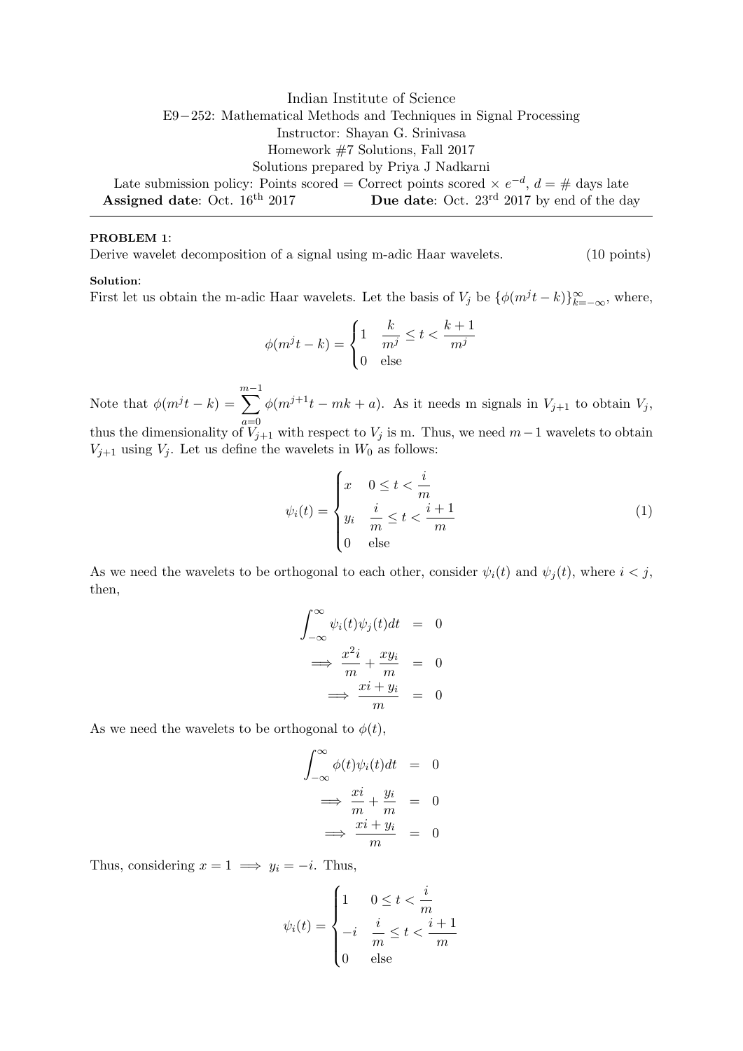Indian Institute of Science

E9−252: Mathematical Methods and Techniques in Signal Processing

Instructor: Shayan G. Srinivasa

Homework #7 Solutions, Fall 2017

Solutions prepared by Priya J Nadkarni

Late submission policy: Points scored = Correct points scored × $e^{-d}$, $d$ = # days late

**Assigned date**: Oct. 16th 2017 **Due date**: Oct. 23rd 2017 by end of the day

---

**PROBLEM 1**:

Derive wavelet decomposition of a signal using m-adic Haar wavelets. (10 points)

**Solution**:

First let us obtain the m-adic Haar wavelets. Let the basis of $V_j$ be $\{\phi(m^j t - k)\}_{k=-\infty}^{\infty}$, where,

$$\phi(m^j t - k) = \begin{cases} 1 & \dfrac{k}{m^j} \leq t < \dfrac{k+1}{m^j} \\ 0 & \text{else} \end{cases}$$

Note that $\phi(m^j t - k) = \displaystyle\sum_{a=0}^{m-1} \phi(m^{j+1} t - mk + a)$. As it needs m signals in $V_{j+1}$ to obtain $V_j$, thus the dimensionality of $V_{j+1}$ with respect to $V_j$ is m. Thus, we need $m-1$ wavelets to obtain $V_{j+1}$ using $V_j$. Let us define the wavelets in $W_0$ as follows:

$$\psi_i(t) = \begin{cases} x & 0 \leq t < \dfrac{i}{m} \\ y_i & \dfrac{i}{m} \leq t < \dfrac{i+1}{m} \\ 0 & \text{else} \end{cases} \tag{1}$$

As we need the wavelets to be orthogonal to each other, consider $\psi_i(t)$ and $\psi_j(t)$, where $i < j$, then,

$$\begin{aligned} \int_{-\infty}^{\infty} \psi_i(t)\psi_j(t)dt &= 0 \\ \implies \frac{x^2 i}{m} + \frac{x y_i}{m} &= 0 \\ \implies \frac{xi + y_i}{m} &= 0 \end{aligned}$$

As we need the wavelets to be orthogonal to $\phi(t)$,

$$\begin{aligned} \int_{-\infty}^{\infty} \phi(t)\psi_i(t)dt &= 0 \\ \implies \frac{xi}{m} + \frac{y_i}{m} &= 0 \\ \implies \frac{xi + y_i}{m} &= 0 \end{aligned}$$

Thus, considering $x = 1 \implies y_i = -i$. Thus,

$$\psi_i(t) = \begin{cases} 1 & 0 \leq t < \dfrac{i}{m} \\ -i & \dfrac{i}{m} \leq t < \dfrac{i+1}{m} \\ 0 & \text{else} \end{cases}$$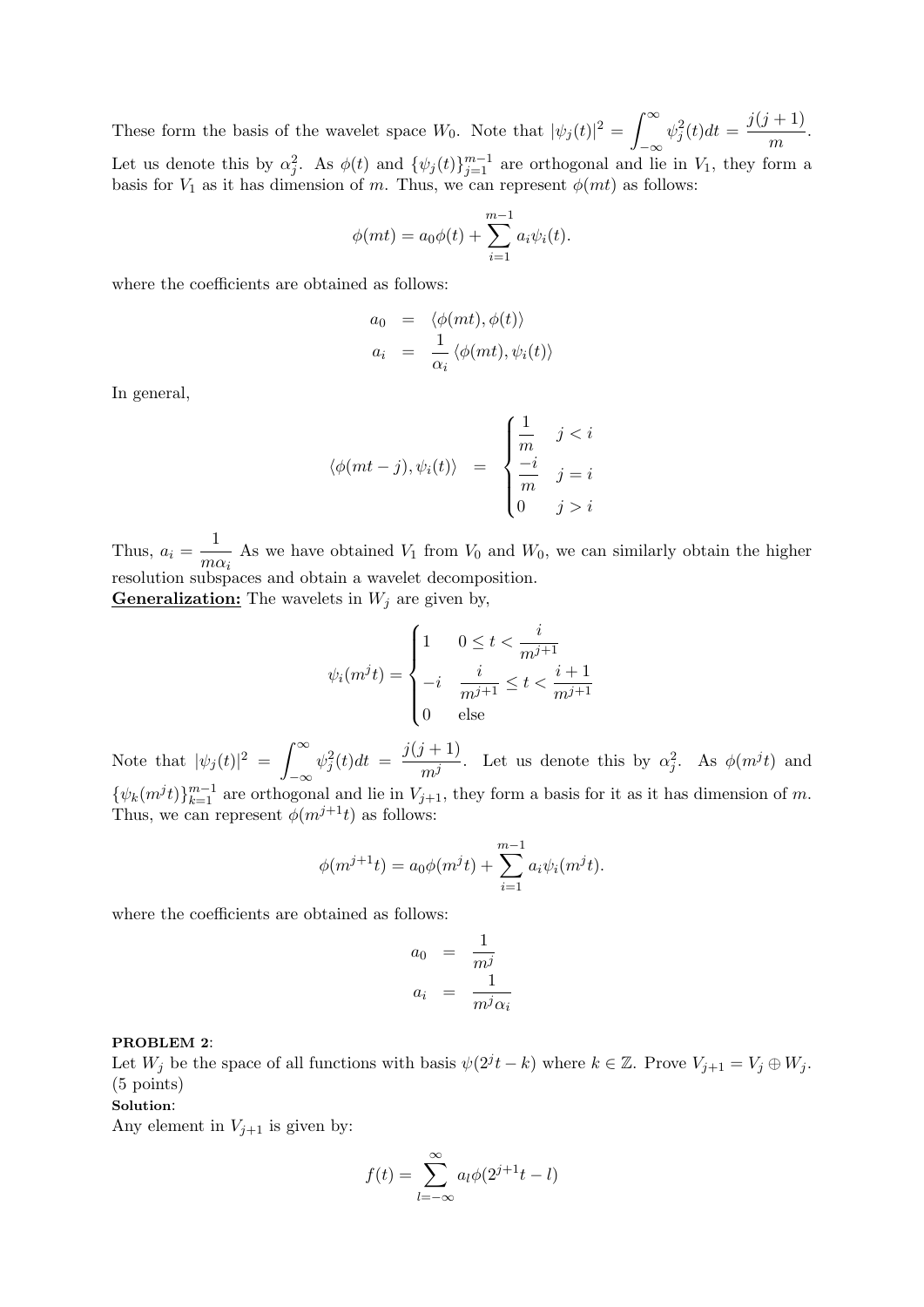These form the basis of the wavelet space $W_0$. Note that $|\psi_j(t)|^2 = \int_{-\infty}^{\infty} \psi_j^2(t)dt = \frac{j(j+1)}{m}$. Let us denote this by $\alpha_j^2$. As $\phi(t)$ and $\{\psi_j(t)\}_{j=1}^{m-1}$ are orthogonal and lie in $V_1$, they form a basis for $V_1$ as it has dimension of $m$. Thus, we can represent $\phi(mt)$ as follows:

$$\phi(mt) = a_0\phi(t) + \sum_{i=1}^{m-1} a_i\psi_i(t).$$

where the coefficients are obtained as follows:

$$\begin{aligned} a_0 &= \langle \phi(mt), \phi(t) \rangle \\ a_i &= \frac{1}{\alpha_i} \langle \phi(mt), \psi_i(t) \rangle \end{aligned}$$

In general,

$$\langle \phi(mt-j), \psi_i(t) \rangle = \begin{cases} \frac{1}{m} & j < i \\ \frac{-i}{m} & j = i \\ 0 & j > i \end{cases}$$

Thus, $a_i = \frac{1}{m\alpha_i}$ As we have obtained $V_1$ from $V_0$ and $W_0$, we can similarly obtain the higher resolution subspaces and obtain a wavelet decomposition.

**Generalization:** The wavelets in $W_j$ are given by,

$$\psi_i(m^j t) = \begin{cases} 1 & 0 \le t < \frac{i}{m^{j+1}} \\ -i & \frac{i}{m^{j+1}} \le t < \frac{i+1}{m^{j+1}} \\ 0 & \text{else} \end{cases}$$

Note that $|\psi_j(t)|^2 = \int_{-\infty}^{\infty} \psi_j^2(t)dt = \frac{j(j+1)}{m^j}$. Let us denote this by $\alpha_j^2$. As $\phi(m^j t)$ and $\{\psi_k(m^j t)\}_{k=1}^{m-1}$ are orthogonal and lie in $V_{j+1}$, they form a basis for it as it has dimension of $m$. Thus, we can represent $\phi(m^{j+1}t)$ as follows:

$$\phi(m^{j+1}t) = a_0\phi(m^j t) + \sum_{i=1}^{m-1} a_i\psi_i(m^j t).$$

where the coefficients are obtained as follows:

$$\begin{aligned} a_0 &= \frac{1}{m^j} \\ a_i &= \frac{1}{m^j \alpha_i} \end{aligned}$$

**PROBLEM 2**:

Let $W_j$ be the space of all functions with basis $\psi(2^j t - k)$ where $k \in \mathbb{Z}$. Prove $V_{j+1} = V_j \oplus W_j$. (5 points)

**Solution**:

Any element in $V_{j+1}$ is given by:

$$f(t) = \sum_{l=-\infty}^{\infty} a_l \phi(2^{j+1}t - l)$$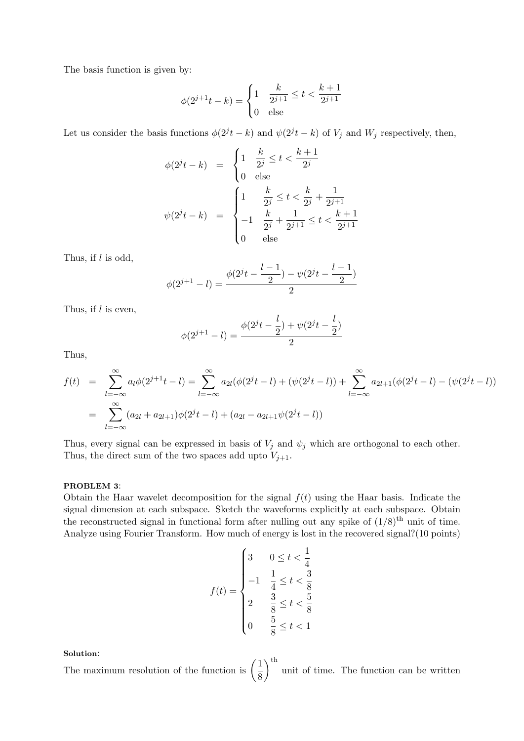The basis function is given by:

$$\phi(2^{j+1}t - k) = \begin{cases} 1 & \dfrac{k}{2^{j+1}} \le t < \dfrac{k+1}{2^{j+1}} \\ 0 & \text{else} \end{cases}$$

Let us consider the basis functions $\phi(2^j t - k)$ and $\psi(2^j t - k)$ of $V_j$ and $W_j$ respectively, then,

$$\begin{aligned}
\phi(2^j t - k) &= \begin{cases} 1 & \dfrac{k}{2^j} \le t < \dfrac{k+1}{2^j} \\ 0 & \text{else} \end{cases} \\
\psi(2^j t - k) &= \begin{cases} 1 & \dfrac{k}{2^j} \le t < \dfrac{k}{2^j} + \dfrac{1}{2^{j+1}} \\ -1 & \dfrac{k}{2^j} + \dfrac{1}{2^{j+1}} \le t < \dfrac{k+1}{2^{j+1}} \\ 0 & \text{else} \end{cases}
\end{aligned}$$

Thus, if $l$ is odd,

$$\phi(2^{j+1} - l) = \frac{\phi(2^j t - \frac{l-1}{2}) - \psi(2^j t - \frac{l-1}{2})}{2}$$

Thus, if $l$ is even,

$$\phi(2^{j+1} - l) = \frac{\phi(2^j t - \frac{l}{2}) + \psi(2^j t - \frac{l}{2})}{2}$$

Thus,

$$\begin{aligned}
f(t) &= \sum_{l=-\infty}^{\infty} a_l \phi(2^{j+1} t - l) = \sum_{l=-\infty}^{\infty} a_{2l}(\phi(2^j t - l) + (\psi(2^j t - l)) + \sum_{l=-\infty}^{\infty} a_{2l+1}(\phi(2^j t - l) - (\psi(2^j t - l)) \\
&= \sum_{l=-\infty}^{\infty} (a_{2l} + a_{2l+1})\phi(2^j t - l) + (a_{2l} - a_{2l+1}\psi(2^j t - l))
\end{aligned}$$

Thus, every signal can be expressed in basis of $V_j$ and $\psi_j$ which are orthogonal to each other. Thus, the direct sum of the two spaces add upto $V_{j+1}$.

**PROBLEM 3**:
Obtain the Haar wavelet decomposition for the signal $f(t)$ using the Haar basis. Indicate the signal dimension at each subspace. Sketch the waveforms explicitly at each subspace. Obtain the reconstructed signal in functional form after nulling out any spike of $(1/8)^{\text{th}}$ unit of time. Analyze using Fourier Transform. How much of energy is lost in the recovered signal?(10 points)

$$f(t) = \begin{cases} 3 & 0 \le t < \dfrac{1}{4} \\ -1 & \dfrac{1}{4} \le t < \dfrac{3}{8} \\ 2 & \dfrac{3}{8} \le t < \dfrac{5}{8} \\ 0 & \dfrac{5}{8} \le t < 1 \end{cases}$$

**Solution**:
The maximum resolution of the function is $\left(\dfrac{1}{8}\right)^{\text{th}}$ unit of time. The function can be written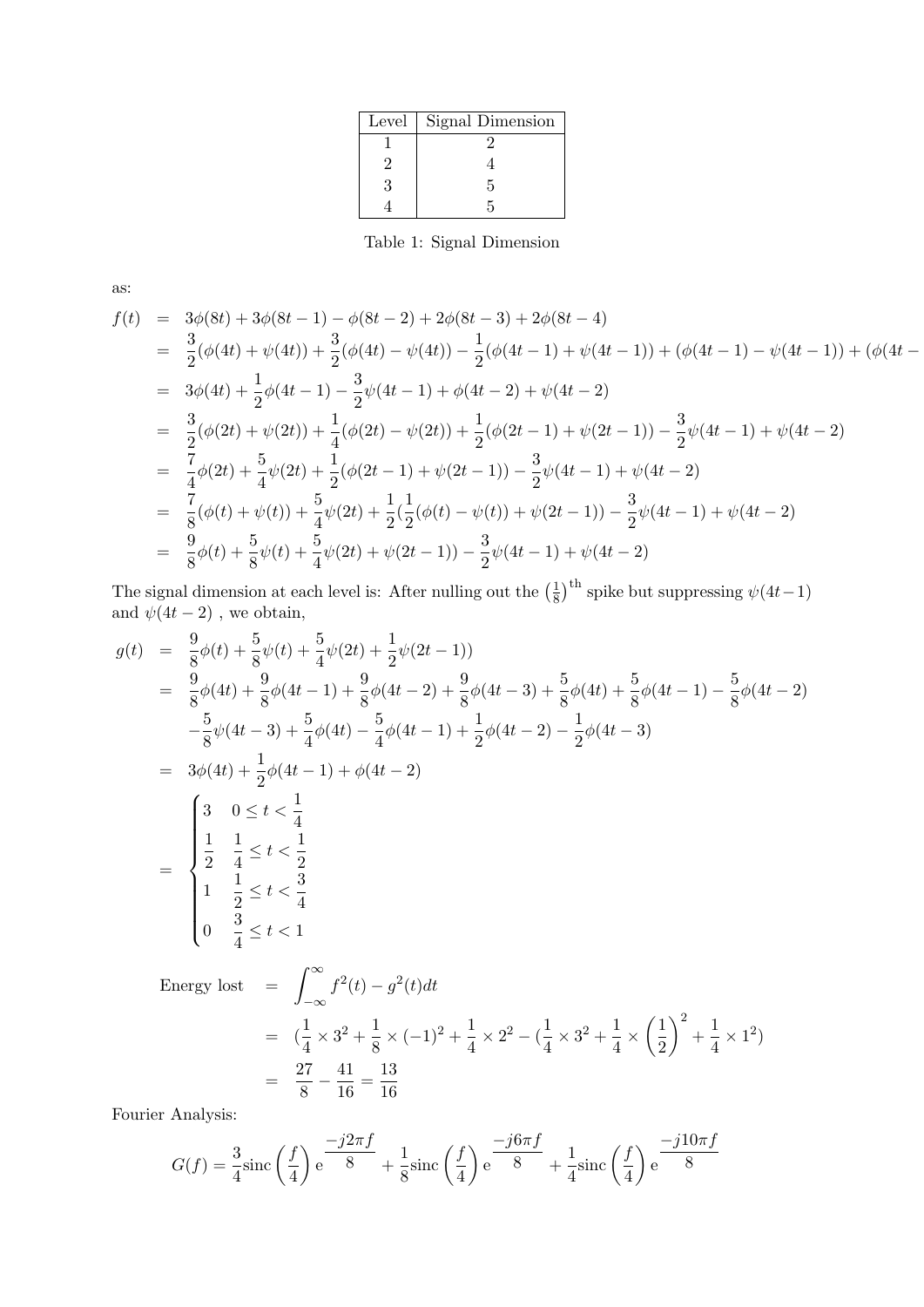| Level | Signal Dimension |
|---|---|
| 1 | 2 |
| 2 | 4 |
| 3 | 5 |
| 4 | 5 |

Table 1: Signal Dimension

as:

$$
\begin{aligned}
f(t) &= 3\phi(8t) + 3\phi(8t-1) - \phi(8t-2) + 2\phi(8t-3) + 2\phi(8t-4) \\
&= \frac{3}{2}(\phi(4t)+\psi(4t)) + \frac{3}{2}(\phi(4t)-\psi(4t)) - \frac{1}{2}(\phi(4t-1)+\psi(4t-1)) + (\phi(4t-1)-\psi(4t-1)) + (\phi(4t-\\
&= 3\phi(4t) + \frac{1}{2}\phi(4t-1) - \frac{3}{2}\psi(4t-1) + \phi(4t-2) + \psi(4t-2) \\
&= \frac{3}{2}(\phi(2t)+\psi(2t)) + \frac{1}{4}(\phi(2t)-\psi(2t)) + \frac{1}{2}(\phi(2t-1)+\psi(2t-1)) - \frac{3}{2}\psi(4t-1) + \psi(4t-2) \\
&= \frac{7}{4}\phi(2t) + \frac{5}{4}\psi(2t) + \frac{1}{2}(\phi(2t-1)+\psi(2t-1)) - \frac{3}{2}\psi(4t-1) + \psi(4t-2) \\
&= \frac{7}{8}(\phi(t)+\psi(t)) + \frac{5}{4}\psi(2t) + \frac{1}{2}(\frac{1}{2}(\phi(t)-\psi(t)) + \psi(2t-1)) - \frac{3}{2}\psi(4t-1) + \psi(4t-2) \\
&= \frac{9}{8}\phi(t) + \frac{5}{8}\psi(t) + \frac{5}{4}\psi(2t) + \psi(2t-1)) - \frac{3}{2}\psi(4t-1) + \psi(4t-2)
\end{aligned}
$$

The signal dimension at each level is: After nulling out the $\left(\frac{1}{8}\right)^{\text{th}}$ spike but suppressing $\psi(4t-1)$ and $\psi(4t-2)$ , we obtain,

$$
\begin{aligned}
g(t) &= \frac{9}{8}\phi(t) + \frac{5}{8}\psi(t) + \frac{5}{4}\psi(2t) + \frac{1}{2}\psi(2t-1)) \\
&= \frac{9}{8}\phi(4t) + \frac{9}{8}\phi(4t-1) + \frac{9}{8}\phi(4t-2) + \frac{9}{8}\phi(4t-3) + \frac{5}{8}\phi(4t) + \frac{5}{8}\phi(4t-1) - \frac{5}{8}\phi(4t-2) \\
&\quad -\frac{5}{8}\psi(4t-3) + \frac{5}{4}\phi(4t) - \frac{5}{4}\phi(4t-1) + \frac{1}{2}\phi(4t-2) - \frac{1}{2}\phi(4t-3) \\
&= 3\phi(4t) + \frac{1}{2}\phi(4t-1) + \phi(4t-2) \\
&= \begin{cases} 3 & 0 \le t < \frac{1}{4} \\ \frac{1}{2} & \frac{1}{4} \le t < \frac{1}{2} \\ 1 & \frac{1}{2} \le t < \frac{3}{4} \\ 0 & \frac{3}{4} \le t < 1 \end{cases}
\end{aligned}
$$

$$
\begin{aligned}
\text{Energy lost} &= \int_{-\infty}^{\infty} f^2(t) - g^2(t)dt \\
&= \left(\frac{1}{4}\times 3^2 + \frac{1}{8}\times(-1)^2 + \frac{1}{4}\times 2^2 - \left(\frac{1}{4}\times 3^2 + \frac{1}{4}\times\left(\frac{1}{2}\right)^2 + \frac{1}{4}\times 1^2\right)\right. \\
&= \frac{27}{8} - \frac{41}{16} = \frac{13}{16}
\end{aligned}
$$

Fourier Analysis:

$$
G(f) = \frac{3}{4}\text{sinc}\left(\frac{f}{4}\right)\text{e}^{\frac{-j2\pi f}{8}} + \frac{1}{8}\text{sinc}\left(\frac{f}{4}\right)\text{e}^{\frac{-j6\pi f}{8}} + \frac{1}{4}\text{sinc}\left(\frac{f}{4}\right)\text{e}^{\frac{-j10\pi f}{8}}
$$